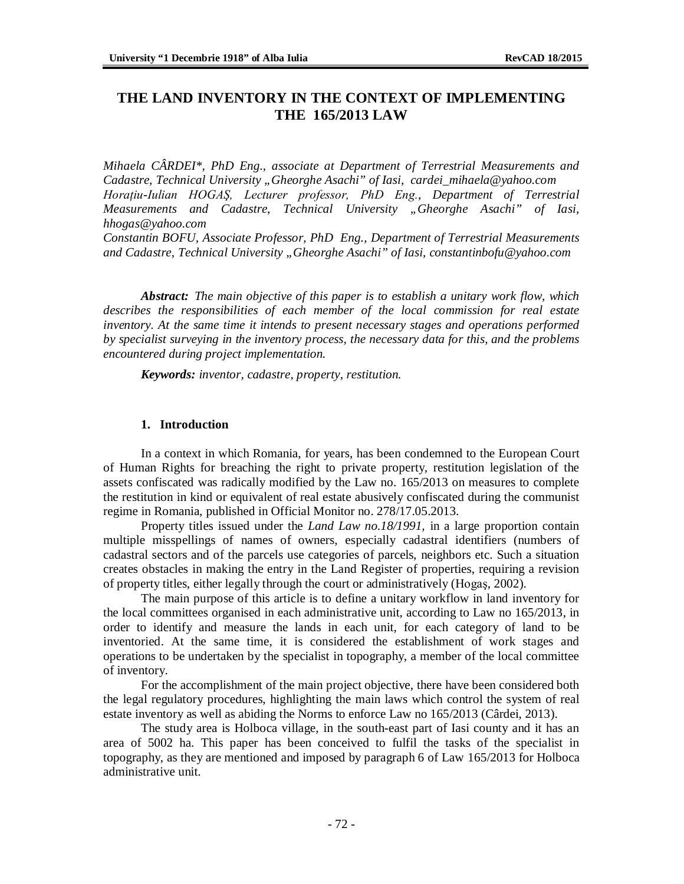# THE LAND INVENTORY IN THE CONTEXT OF IMPLEMENTING THE 165/2013 LAW

*Mihaela CÂRDEI\*, PhD Eng., associate at Department of Terrestrial Measurements and Cadastre, Technical University „Gheorghe Asachi" of Iasi, cardei_mihaela@yahoo.com*
*Horațiu-Iulian HOGAȘ, Lecturer professor, PhD Eng., Department of Terrestrial Measurements and Cadastre, Technical University „Gheorghe Asachi" of Iasi, hhogas@yahoo.com*
*Constantin BOFU, Associate Professor, PhD Eng., Department of Terrestrial Measurements and Cadastre, Technical University „Gheorghe Asachi" of Iasi, constantinbofu@yahoo.com*

***Abstract:*** *The main objective of this paper is to establish a unitary work flow, which describes the responsibilities of each member of the local commission for real estate inventory. At the same time it intends to present necessary stages and operations performed by specialist surveying in the inventory process, the necessary data for this, and the problems encountered during project implementation.*

***Keywords:*** *inventor, cadastre, property, restitution.*

## 1. Introduction

In a context in which Romania, for years, has been condemned to the European Court of Human Rights for breaching the right to private property, restitution legislation of the assets confiscated was radically modified by the Law no. 165/2013 on measures to complete the restitution in kind or equivalent of real estate abusively confiscated during the communist regime in Romania, published in Official Monitor no. 278/17.05.2013.

Property titles issued under the *Land Law no.18/1991,* in a large proportion contain multiple misspellings of names of owners, especially cadastral identifiers (numbers of cadastral sectors and of the parcels use categories of parcels, neighbors etc. Such a situation creates obstacles in making the entry in the Land Register of properties, requiring a revision of property titles, either legally through the court or administratively (Hogaş, 2002).

The main purpose of this article is to define a unitary workflow in land inventory for the local committees organised in each administrative unit, according to Law no 165/2013, in order to identify and measure the lands in each unit, for each category of land to be inventoried. At the same time, it is considered the establishment of work stages and operations to be undertaken by the specialist in topography, a member of the local committee of inventory.

For the accomplishment of the main project objective, there have been considered both the legal regulatory procedures, highlighting the main laws which control the system of real estate inventory as well as abiding the Norms to enforce Law no 165/2013 (Cârdei, 2013).

The study area is Holboca village, in the south-east part of Iasi county and it has an area of 5002 ha. This paper has been conceived to fulfil the tasks of the specialist in topography, as they are mentioned and imposed by paragraph 6 of Law 165/2013 for Holboca administrative unit.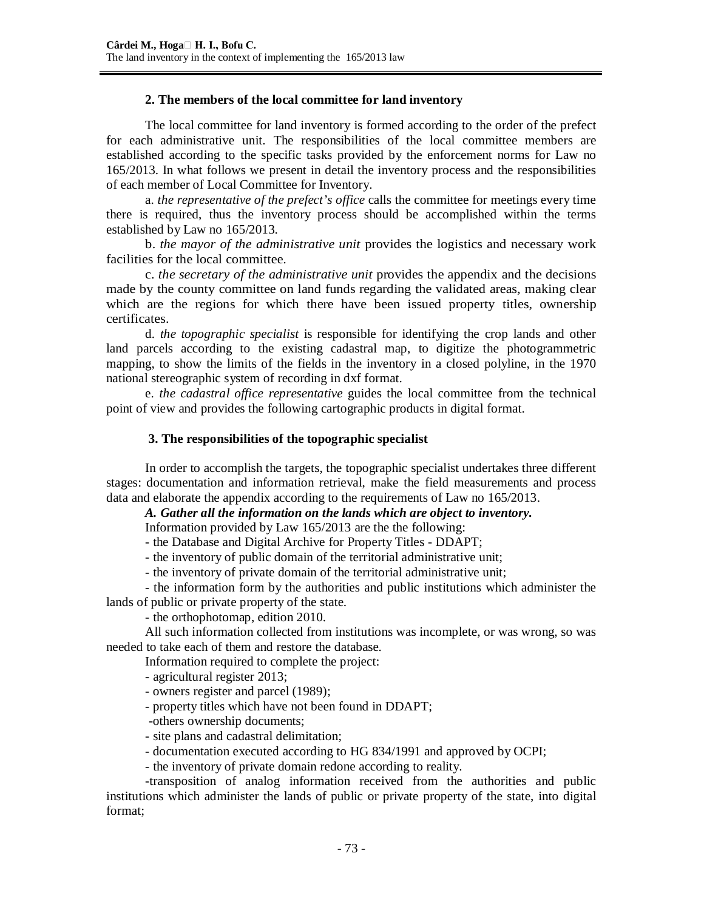## 2. The members of the local committee for land inventory

The local committee for land inventory is formed according to the order of the prefect for each administrative unit. The responsibilities of the local committee members are established according to the specific tasks provided by the enforcement norms for Law no 165/2013. In what follows we present in detail the inventory process and the responsibilities of each member of Local Committee for Inventory.

a. *the representative of the prefect's office* calls the committee for meetings every time there is required, thus the inventory process should be accomplished within the terms established by Law no 165/2013.

b. *the mayor of the administrative unit* provides the logistics and necessary work facilities for the local committee.

c. *the secretary of the administrative unit* provides the appendix and the decisions made by the county committee on land funds regarding the validated areas, making clear which are the regions for which there have been issued property titles, ownership certificates.

d. *the topographic specialist* is responsible for identifying the crop lands and other land parcels according to the existing cadastral map, to digitize the photogrammetric mapping, to show the limits of the fields in the inventory in a closed polyline, in the 1970 national stereographic system of recording in dxf format.

e. *the cadastral office representative* guides the local committee from the technical point of view and provides the following cartographic products in digital format.

## 3. The responsibilities of the topographic specialist

In order to accomplish the targets, the topographic specialist undertakes three different stages: documentation and information retrieval, make the field measurements and process data and elaborate the appendix according to the requirements of Law no 165/2013.

***A. Gather all the information on the lands which are object to inventory.***

Information provided by Law 165/2013 are the the following:

- the Database and Digital Archive for Property Titles - DDAPT;
- the inventory of public domain of the territorial administrative unit;
- the inventory of private domain of the territorial administrative unit;
- the information form by the authorities and public institutions which administer the lands of public or private property of the state.
- the orthophotomap, edition 2010.

All such information collected from institutions was incomplete, or was wrong, so was needed to take each of them and restore the database.

Information required to complete the project:

- agricultural register 2013;
- owners register and parcel (1989);
- property titles which have not been found in DDAPT;
- others ownership documents;
- site plans and cadastral delimitation;
- documentation executed according to HG 834/1991 and approved by OCPI;
- the inventory of private domain redone according to reality.
- transposition of analog information received from the authorities and public institutions which administer the lands of public or private property of the state, into digital format;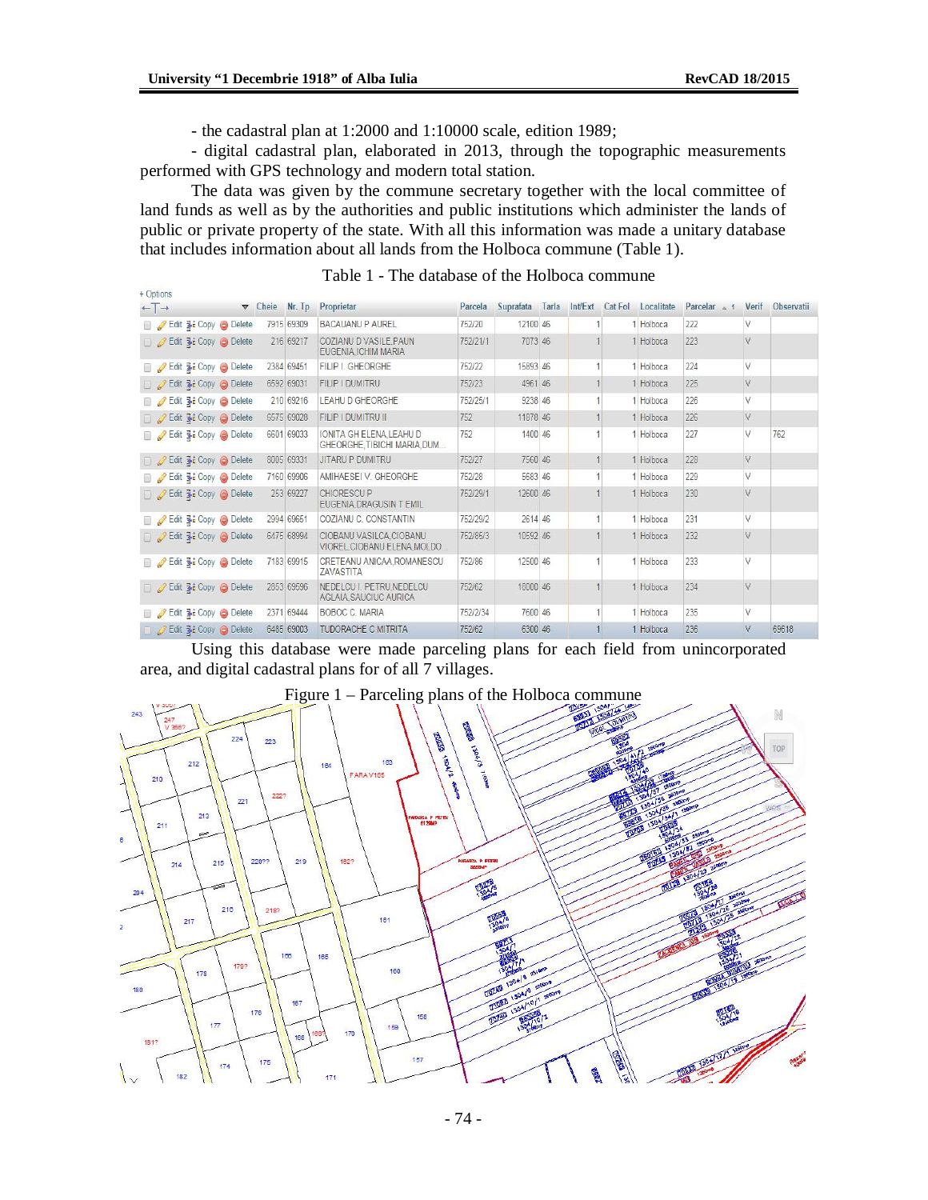- the cadastral plan at 1:2000 and 1:10000 scale, edition 1989;

- digital cadastral plan, elaborated in 2013, through the topographic measurements performed with GPS technology and modern total station.

The data was given by the commune secretary together with the local committee of land funds as well as by the authorities and public institutions which administer the lands of public or private property of the state. With all this information was made a unitary database that includes information about all lands from the Holboca commune (Table 1).

Table 1 - The database of the Holboca commune

| Cheie | Nr. Tp | Proprietar | Parcela | Suprafata | Tarla | Int/Ext | Cat Fol | Localitate | Parcelar | Verif | Observatii |
|---|---|---|---|---|---|---|---|---|---|---|---|
| 7915 | 69309 | BACAUANU P AUREL | 752/20 | 12100 | 46 | 1 | 1 | Holboca | 222 | V | |
| 216 | 69217 | COZIANU D VASILE,PAUN EUGENIA,ICHIM MARIA | 752/21/1 | 7073 | 46 | 1 | 1 | Holboca | 223 | V | |
| 2384 | 69451 | FILIP I. GHEORGHE | 752/22 | 15893 | 46 | 1 | 1 | Holboca | 224 | V | |
| 6592 | 69031 | FILIP I DUMITRU | 752/23 | 4961 | 46 | 1 | 1 | Holboca | 225 | V | |
| 210 | 69216 | LEAHU D GHEORGHE | 752/25/1 | 9238 | 46 | 1 | 1 | Holboca | 226 | V | |
| 6575 | 69028 | FILIP I DUMITRU II | 752 | 11870 | 46 | 1 | 1 | Holboca | 226 | V | |
| 6601 | 69033 | IONITA GH ELENA,LEAHU D GHEORGHE,TIBICHI MARIA,DUM... | 752 | 1400 | 46 | 1 | 1 | Holboca | 227 | V | 762 |
| 8005 | 69331 | JITARU P DUMITRU | 752/27 | 7560 | 46 | 1 | 1 | Holboca | 228 | V | |
| 7160 | 69906 | AMIHAESEI V. GHEORGHE | 752/28 | 5683 | 46 | 1 | 1 | Holboca | 229 | V | |
| 253 | 69227 | CHIORESCU P EUGENIA,DRAGUSIN T EMIL | 752/29/1 | 12600 | 46 | 1 | 1 | Holboca | 230 | V | |
| 2994 | 69651 | COZIANU C. CONSTANTIN | 752/29/2 | 2614 | 46 | 1 | 1 | Holboca | 231 | V | |
| 6475 | 68994 | CIOBANU VASILCA,CIOBANU VIOREL,CIOBANU ELENA,MOLDO | 752/85/3 | 10592 | 46 | 1 | 1 | Holboca | 232 | V | |
| 7183 | 69915 | CRETEANU ANICAA,ROMANESCU ZAVASTITA | 752/86 | 12500 | 46 | 1 | 1 | Holboca | 233 | V | |
| 2853 | 69596 | NEDELCU I. PETRU,NEDELCU AGLAIA,SAUCIUC AURICA | 752/62 | 18000 | 46 | 1 | 1 | Holboca | 234 | V | |
| 2371 | 69444 | BOBOC C. MARIA | 752/2/34 | 7600 | 46 | 1 | 1 | Holboca | 235 | V | |
| 6485 | 69003 | TUDORACHE C MITRITA | 752/62 | 6300 | 46 | 1 | 1 | Holboca | 236 | V | 69618 |

Using this database were made parceling plans for each field from unincorporated area, and digital cadastral plans for of all 7 villages.

Figure 1 – Parceling plans of the Holboca commune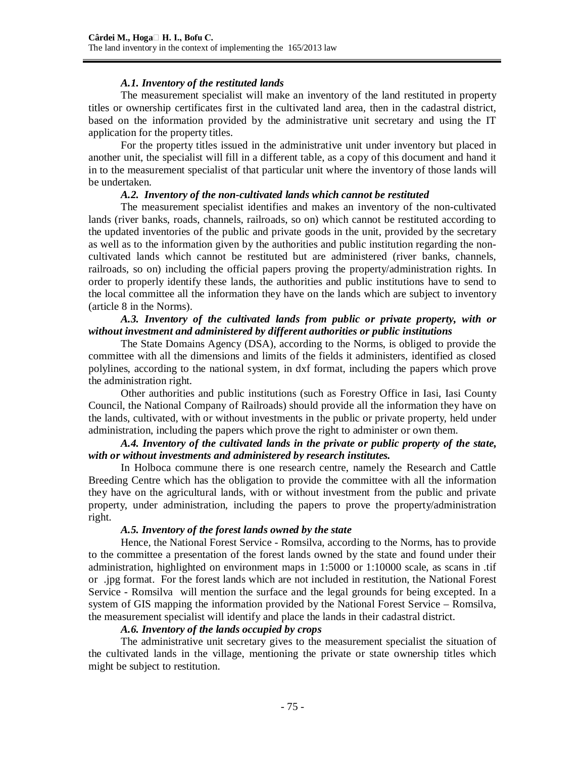### *A.1. Inventory of the restituted lands*

The measurement specialist will make an inventory of the land restituted in property titles or ownership certificates first in the cultivated land area, then in the cadastral district, based on the information provided by the administrative unit secretary and using the IT application for the property titles.

For the property titles issued in the administrative unit under inventory but placed in another unit, the specialist will fill in a different table, as a copy of this document and hand it in to the measurement specialist of that particular unit where the inventory of those lands will be undertaken.

### *A.2. Inventory of the non-cultivated lands which cannot be restituted*

The measurement specialist identifies and makes an inventory of the non-cultivated lands (river banks, roads, channels, railroads, so on) which cannot be restituted according to the updated inventories of the public and private goods in the unit, provided by the secretary as well as to the information given by the authorities and public institution regarding the non-cultivated lands which cannot be restituted but are administered (river banks, channels, railroads, so on) including the official papers proving the property/administration rights. In order to properly identify these lands, the authorities and public institutions have to send to the local committee all the information they have on the lands which are subject to inventory (article 8 in the Norms).

### *A.3. Inventory of the cultivated lands from public or private property, with or without investment and administered by different authorities or public institutions*

The State Domains Agency (DSA), according to the Norms, is obliged to provide the committee with all the dimensions and limits of the fields it administers, identified as closed polylines, according to the national system, in dxf format, including the papers which prove the administration right.

Other authorities and public institutions (such as Forestry Office in Iasi, Iasi County Council, the National Company of Railroads) should provide all the information they have on the lands, cultivated, with or without investments in the public or private property, held under administration, including the papers which prove the right to administer or own them.

### *A.4. Inventory of the cultivated lands in the private or public property of the state, with or without investments and administered by research institutes.*

In Holboca commune there is one research centre, namely the Research and Cattle Breeding Centre which has the obligation to provide the committee with all the information they have on the agricultural lands, with or without investment from the public and private property, under administration, including the papers to prove the property/administration right.

### *A.5. Inventory of the forest lands owned by the state*

Hence, the National Forest Service - Romsilva, according to the Norms, has to provide to the committee a presentation of the forest lands owned by the state and found under their administration, highlighted on environment maps in 1:5000 or 1:10000 scale, as scans in .tif or .jpg format. For the forest lands which are not included in restitution, the National Forest Service - Romsilva will mention the surface and the legal grounds for being excepted. In a system of GIS mapping the information provided by the National Forest Service – Romsilva, the measurement specialist will identify and place the lands in their cadastral district.

### *A.6. Inventory of the lands occupied by crops*

The administrative unit secretary gives to the measurement specialist the situation of the cultivated lands in the village, mentioning the private or state ownership titles which might be subject to restitution.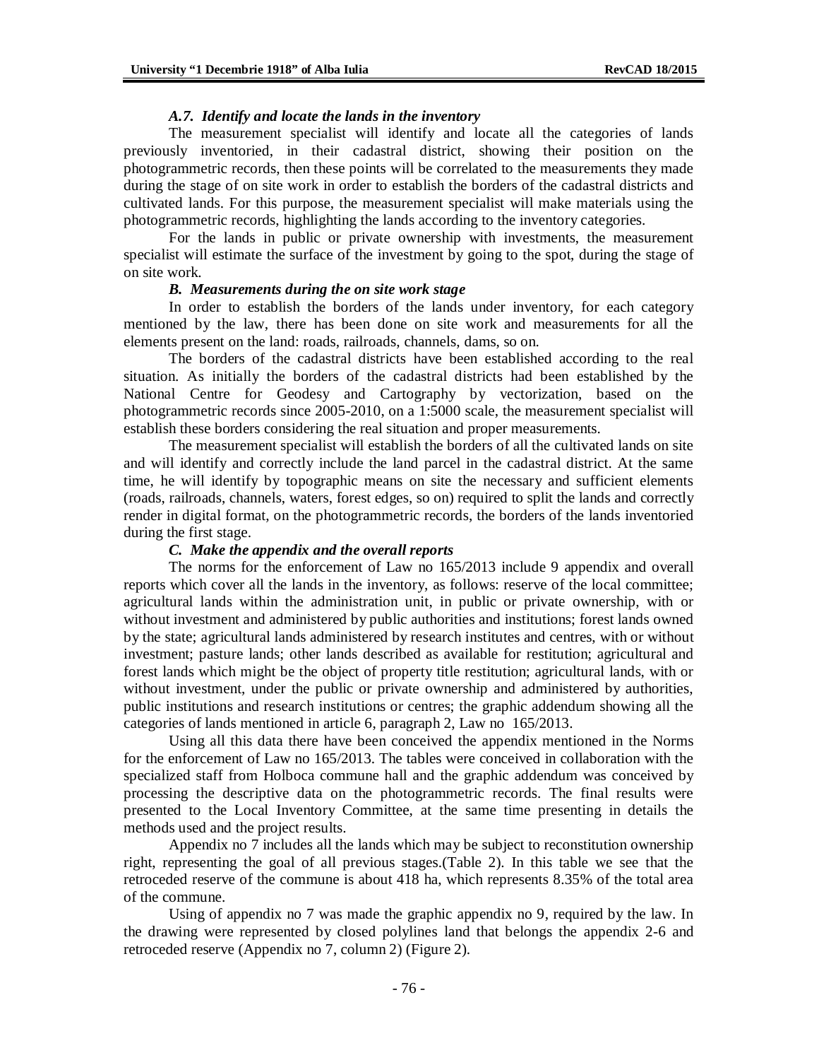### *A.7. Identify and locate the lands in the inventory*

The measurement specialist will identify and locate all the categories of lands previously inventoried, in their cadastral district, showing their position on the photogrammetric records, then these points will be correlated to the measurements they made during the stage of on site work in order to establish the borders of the cadastral districts and cultivated lands. For this purpose, the measurement specialist will make materials using the photogrammetric records, highlighting the lands according to the inventory categories.

For the lands in public or private ownership with investments, the measurement specialist will estimate the surface of the investment by going to the spot, during the stage of on site work.

### *B. Measurements during the on site work stage*

In order to establish the borders of the lands under inventory, for each category mentioned by the law, there has been done on site work and measurements for all the elements present on the land: roads, railroads, channels, dams, so on.

The borders of the cadastral districts have been established according to the real situation. As initially the borders of the cadastral districts had been established by the National Centre for Geodesy and Cartography by vectorization, based on the photogrammetric records since 2005-2010, on a 1:5000 scale, the measurement specialist will establish these borders considering the real situation and proper measurements.

The measurement specialist will establish the borders of all the cultivated lands on site and will identify and correctly include the land parcel in the cadastral district. At the same time, he will identify by topographic means on site the necessary and sufficient elements (roads, railroads, channels, waters, forest edges, so on) required to split the lands and correctly render in digital format, on the photogrammetric records, the borders of the lands inventoried during the first stage.

### *C. Make the appendix and the overall reports*

The norms for the enforcement of Law no 165/2013 include 9 appendix and overall reports which cover all the lands in the inventory, as follows: reserve of the local committee; agricultural lands within the administration unit, in public or private ownership, with or without investment and administered by public authorities and institutions; forest lands owned by the state; agricultural lands administered by research institutes and centres, with or without investment; pasture lands; other lands described as available for restitution; agricultural and forest lands which might be the object of property title restitution; agricultural lands, with or without investment, under the public or private ownership and administered by authorities, public institutions and research institutions or centres; the graphic addendum showing all the categories of lands mentioned in article 6, paragraph 2, Law no 165/2013.

Using all this data there have been conceived the appendix mentioned in the Norms for the enforcement of Law no 165/2013. The tables were conceived in collaboration with the specialized staff from Holboca commune hall and the graphic addendum was conceived by processing the descriptive data on the photogrammetric records. The final results were presented to the Local Inventory Committee, at the same time presenting in details the methods used and the project results.

Appendix no 7 includes all the lands which may be subject to reconstitution ownership right, representing the goal of all previous stages.(Table 2). In this table we see that the retroceded reserve of the commune is about 418 ha, which represents 8.35% of the total area of the commune.

Using of appendix no 7 was made the graphic appendix no 9, required by the law. In the drawing were represented by closed polylines land that belongs the appendix 2-6 and retroceded reserve (Appendix no 7, column 2) (Figure 2).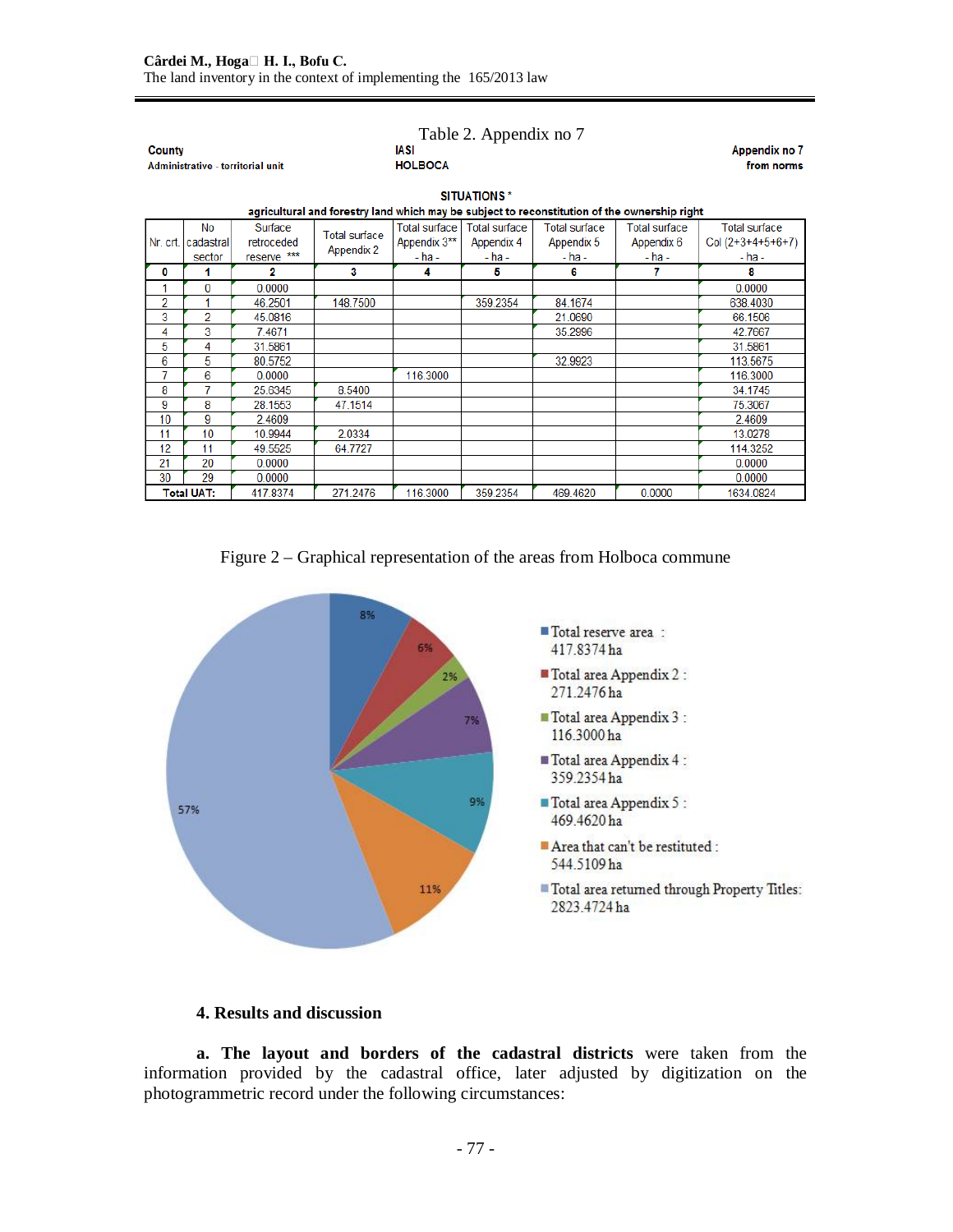Table 2. Appendix no 7

| County | IASI | Appendix no 7 |
|---|---|---|
| Administrative - territorial unit | HOLBOCA | from norms |

**SITUATIONS \***

**agricultural and forestry land which may be subject to reconstitution of the ownership right**

| Nr. crt. | No cadastral sector | Surface retroceded reserve *** | Total surface Appendix 2 | Total surface Appendix 3** - ha - | Total surface Appendix 4 - ha - | Total surface Appendix 5 - ha - | Total surface Appendix 6 - ha - | Total surface Col (2+3+4+5+6+7) - ha - |
|---|---|---|---|---|---|---|---|---|
| 0 | 1 | 2 | 3 | 4 | 5 | 6 | 7 | 8 |
| 1 | 0 | 0.0000 | | | | | | 0.0000 |
| 2 | 1 | 46.2501 | 148.7500 | | 359.2354 | 84.1674 | | 638.4030 |
| 3 | 2 | 45.0816 | | | | 21.0690 | | 66.1506 |
| 4 | 3 | 7.4671 | | | | 35.2996 | | 42.7667 |
| 5 | 4 | 31.5861 | | | | | | 31.5861 |
| 6 | 5 | 80.5752 | | | | 32.9923 | | 113.5675 |
| 7 | 6 | 0.0000 | | 116.3000 | | | | 116.3000 |
| 8 | 7 | 25.6345 | 8.5400 | | | | | 34.1745 |
| 9 | 8 | 28.1553 | 47.1514 | | | | | 75.3067 |
| 10 | 9 | 2.4609 | | | | | | 2.4609 |
| 11 | 10 | 10.9944 | 2.0334 | | | | | 13.0278 |
| 12 | 11 | 49.5525 | 64.7727 | | | | | 114.3252 |
| 21 | 20 | 0.0000 | | | | | | 0.0000 |
| 30 | 29 | 0.0000 | | | | | | 0.0000 |
| Total UAT: | | 417.8374 | 271.2476 | 116.3000 | 359.2354 | 469.4620 | 0.0000 | 1634.0824 |

Figure 2 – Graphical representation of the areas from Holboca commune

| Category | Area | Share |
|---|---|---|
| Total reserve area | 417.8374 ha | 8% |
| Total area Appendix 2 | 271.2476 ha | 6% |
| Total area Appendix 3 | 116.3000 ha | 2% |
| Total area Appendix 4 | 359.2354 ha | 7% |
| Total area Appendix 5 | 469.4620 ha | 9% |
| Area that can't be restituted | 544.5109 ha | 11% |
| Total area returned through Property Titles | 2823.4724 ha | 57% |

## 4. Results and discussion

**a. The layout and borders of the cadastral districts** were taken from the information provided by the cadastral office, later adjusted by digitization on the photogrammetric record under the following circumstances: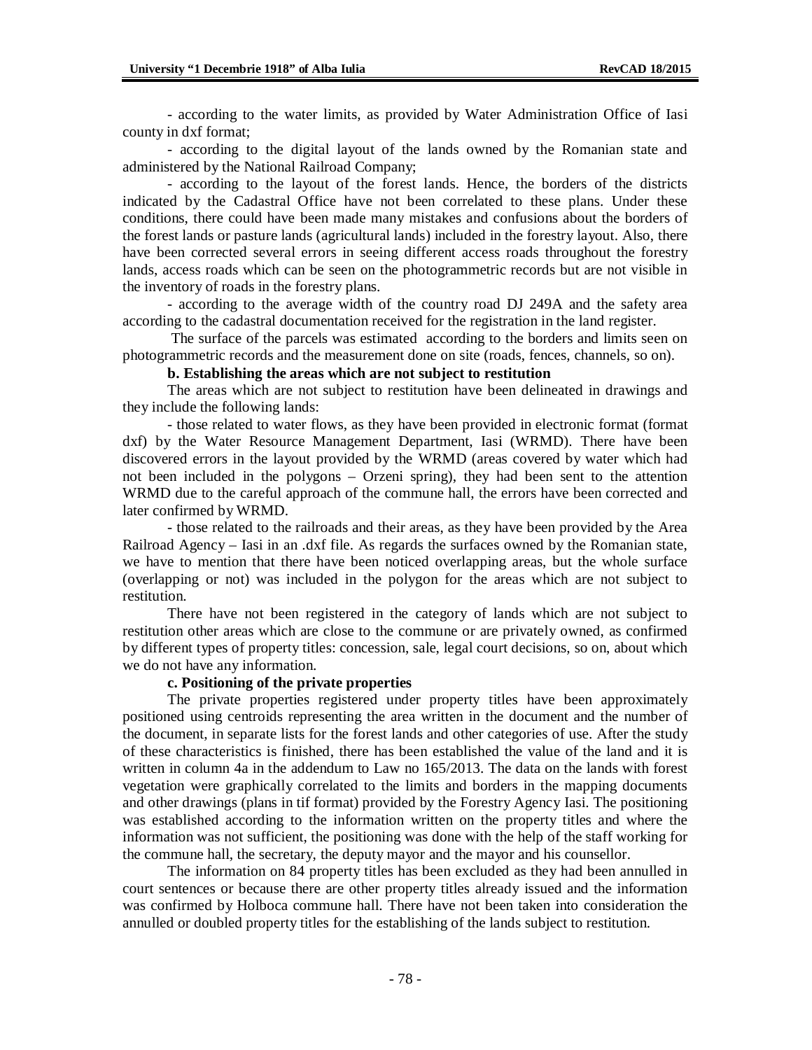- according to the water limits, as provided by Water Administration Office of Iasi county in dxf format;

- according to the digital layout of the lands owned by the Romanian state and administered by the National Railroad Company;

- according to the layout of the forest lands. Hence, the borders of the districts indicated by the Cadastral Office have not been correlated to these plans. Under these conditions, there could have been made many mistakes and confusions about the borders of the forest lands or pasture lands (agricultural lands) included in the forestry layout. Also, there have been corrected several errors in seeing different access roads throughout the forestry lands, access roads which can be seen on the photogrammetric records but are not visible in the inventory of roads in the forestry plans.

- according to the average width of the country road DJ 249A and the safety area according to the cadastral documentation received for the registration in the land register.

The surface of the parcels was estimated according to the borders and limits seen on photogrammetric records and the measurement done on site (roads, fences, channels, so on).

**b. Establishing the areas which are not subject to restitution**

The areas which are not subject to restitution have been delineated in drawings and they include the following lands:

- those related to water flows, as they have been provided in electronic format (format dxf) by the Water Resource Management Department, Iasi (WRMD). There have been discovered errors in the layout provided by the WRMD (areas covered by water which had not been included in the polygons – Orzeni spring), they had been sent to the attention WRMD due to the careful approach of the commune hall, the errors have been corrected and later confirmed by WRMD.

- those related to the railroads and their areas, as they have been provided by the Area Railroad Agency – Iasi in an .dxf file. As regards the surfaces owned by the Romanian state, we have to mention that there have been noticed overlapping areas, but the whole surface (overlapping or not) was included in the polygon for the areas which are not subject to restitution.

There have not been registered in the category of lands which are not subject to restitution other areas which are close to the commune or are privately owned, as confirmed by different types of property titles: concession, sale, legal court decisions, so on, about which we do not have any information.

**c. Positioning of the private properties**

The private properties registered under property titles have been approximately positioned using centroids representing the area written in the document and the number of the document, in separate lists for the forest lands and other categories of use. After the study of these characteristics is finished, there has been established the value of the land and it is written in column 4a in the addendum to Law no 165/2013. The data on the lands with forest vegetation were graphically correlated to the limits and borders in the mapping documents and other drawings (plans in tif format) provided by the Forestry Agency Iasi. The positioning was established according to the information written on the property titles and where the information was not sufficient, the positioning was done with the help of the staff working for the commune hall, the secretary, the deputy mayor and the mayor and his counsellor.

The information on 84 property titles has been excluded as they had been annulled in court sentences or because there are other property titles already issued and the information was confirmed by Holboca commune hall. There have not been taken into consideration the annulled or doubled property titles for the establishing of the lands subject to restitution.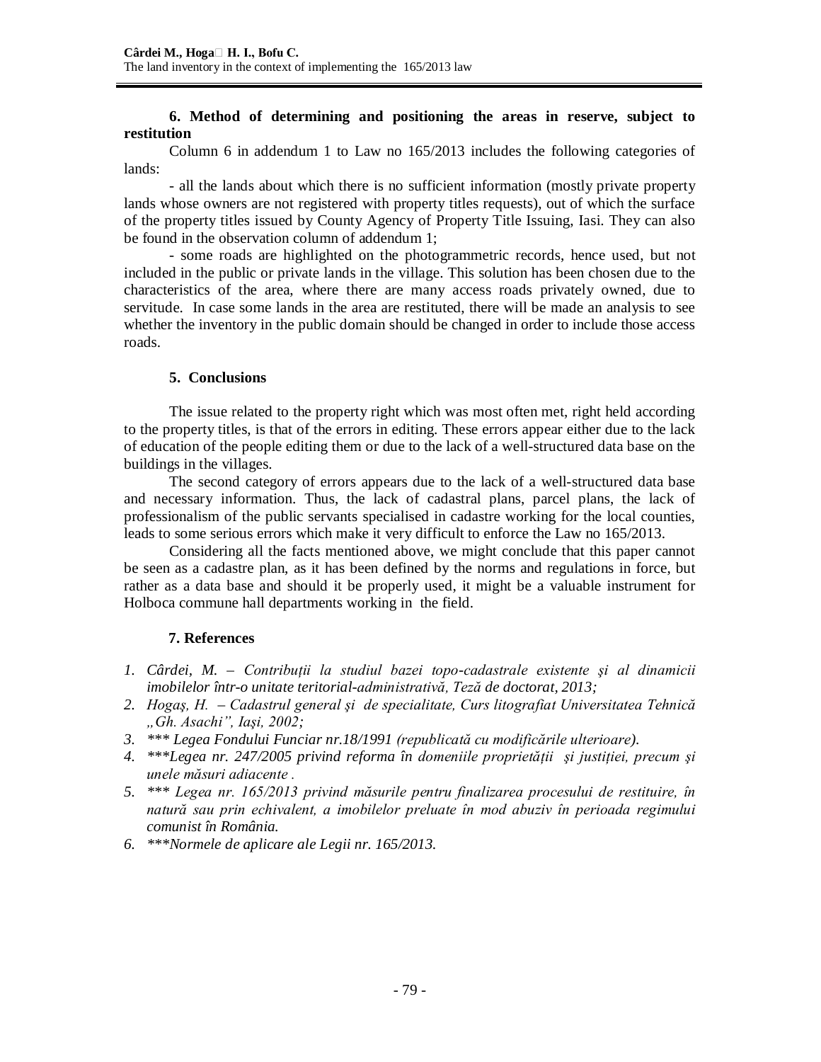## 6. Method of determining and positioning the areas in reserve, subject to restitution

Column 6 in addendum 1 to Law no 165/2013 includes the following categories of lands:

- all the lands about which there is no sufficient information (mostly private property lands whose owners are not registered with property titles requests), out of which the surface of the property titles issued by County Agency of Property Title Issuing, Iasi. They can also be found in the observation column of addendum 1;

- some roads are highlighted on the photogrammetric records, hence used, but not included in the public or private lands in the village. This solution has been chosen due to the characteristics of the area, where there are many access roads privately owned, due to servitude. In case some lands in the area are restituted, there will be made an analysis to see whether the inventory in the public domain should be changed in order to include those access roads.

## 5. Conclusions

The issue related to the property right which was most often met, right held according to the property titles, is that of the errors in editing. These errors appear either due to the lack of education of the people editing them or due to the lack of a well-structured data base on the buildings in the villages.

The second category of errors appears due to the lack of a well-structured data base and necessary information. Thus, the lack of cadastral plans, parcel plans, the lack of professionalism of the public servants specialised in cadastre working for the local counties, leads to some serious errors which make it very difficult to enforce the Law no 165/2013.

Considering all the facts mentioned above, we might conclude that this paper cannot be seen as a cadastre plan, as it has been defined by the norms and regulations in force, but rather as a data base and should it be properly used, it might be a valuable instrument for Holboca commune hall departments working in the field.

## 7. References

1. *Cârdei, M. – Contribuții la studiul bazei topo-cadastrale existente şi al dinamicii imobilelor într-o unitate teritorial-administrativă, Teză de doctorat, 2013;*
2. *Hogaş, H. – Cadastrul general şi de specialitate, Curs litografiat Universitatea Tehnică „Gh. Asachi", Iaşi, 2002;*
3. *\*\*\* Legea Fondului Funciar nr.18/1991 (republicată cu modificările ulterioare).*
4. *\*\*\*Legea nr. 247/2005 privind reforma în domeniile proprietății şi justiției, precum şi unele măsuri adiacente .*
5. *\*\*\* Legea nr. 165/2013 privind măsurile pentru finalizarea procesului de restituire, în natură sau prin echivalent, a imobilelor preluate în mod abuziv în perioada regimului comunist în România.*
6. *\*\*\*Normele de aplicare ale Legii nr. 165/2013.*